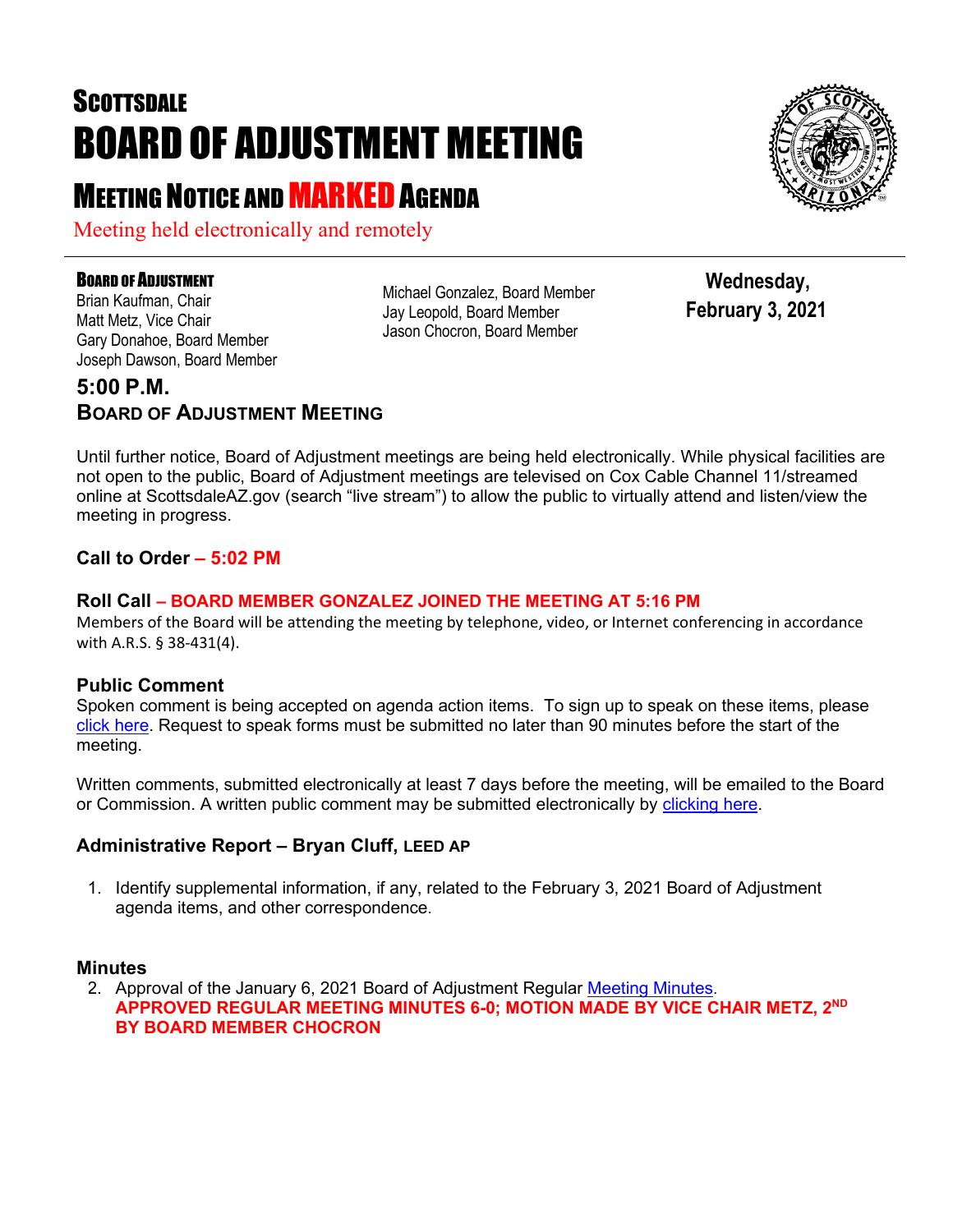# SCOTTSDALE
# BOARD OF ADJUSTMENT MEETING
## MEETING NOTICE AND MARKED AGENDA

Meeting held electronically and remotely

**BOARD OF ADJUSTMENT**
Brian Kaufman, Chair
Matt Metz, Vice Chair
Gary Donahoe, Board Member
Joseph Dawson, Board Member
Michael Gonzalez, Board Member
Jay Leopold, Board Member
Jason Chocron, Board Member

**Wednesday, February 3, 2021**

### 5:00 P.M.
### BOARD OF ADJUSTMENT MEETING

Until further notice, Board of Adjustment meetings are being held electronically. While physical facilities are not open to the public, Board of Adjustment meetings are televised on Cox Cable Channel 11/streamed online at ScottsdaleAZ.gov (search "live stream") to allow the public to virtually attend and listen/view the meeting in progress.

### Call to Order – 5:02 PM

### Roll Call – BOARD MEMBER GONZALEZ JOINED THE MEETING AT 5:16 PM

Members of the Board will be attending the meeting by telephone, video, or Internet conferencing in accordance with A.R.S. § 38-431(4).

### Public Comment

Spoken comment is being accepted on agenda action items. To sign up to speak on these items, please click here. Request to speak forms must be submitted no later than 90 minutes before the start of the meeting.

Written comments, submitted electronically at least 7 days before the meeting, will be emailed to the Board or Commission. A written public comment may be submitted electronically by clicking here.

### Administrative Report – Bryan Cluff, LEED AP

1. Identify supplemental information, if any, related to the February 3, 2021 Board of Adjustment agenda items, and other correspondence.

### Minutes

2. Approval of the January 6, 2021 Board of Adjustment Regular Meeting Minutes.
   **APPROVED REGULAR MEETING MINUTES 6-0; MOTION MADE BY VICE CHAIR METZ, 2ND BY BOARD MEMBER CHOCRON**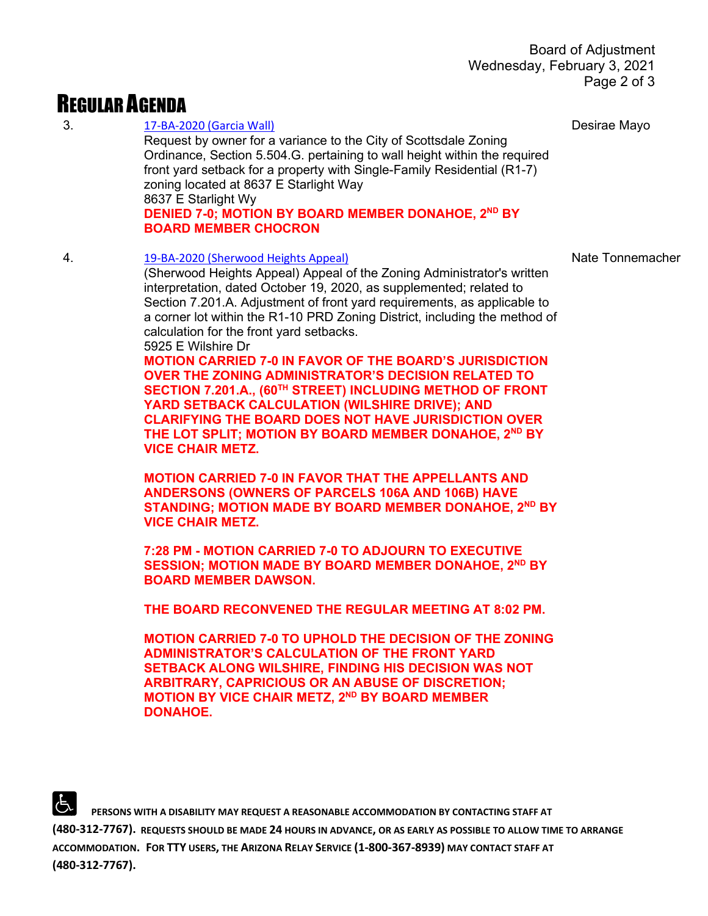# REGULAR AGENDA

3. [17-BA-2020 (Garcia Wall)]  
   Desirae Mayo  
   Request by owner for a variance to the City of Scottsdale Zoning Ordinance, Section 5.504.G. pertaining to wall height within the required front yard setback for a property with Single-Family Residential (R1-7) zoning located at 8637 E Starlight Way  
   8637 E Starlight Wy  
   **DENIED 7-0; MOTION BY BOARD MEMBER DONAHOE, 2ND BY BOARD MEMBER CHOCRON**

4. [19-BA-2020 (Sherwood Heights Appeal)]  
   Nate Tonnemacher  
   (Sherwood Heights Appeal) Appeal of the Zoning Administrator's written interpretation, dated October 19, 2020, as supplemented; related to Section 7.201.A. Adjustment of front yard requirements, as applicable to a corner lot within the R1-10 PRD Zoning District, including the method of calculation for the front yard setbacks.  
   5925 E Wilshire Dr  
   **MOTION CARRIED 7-0 IN FAVOR OF THE BOARD'S JURISDICTION OVER THE ZONING ADMINISTRATOR'S DECISION RELATED TO SECTION 7.201.A., (60TH STREET) INCLUDING METHOD OF FRONT YARD SETBACK CALCULATION (WILSHIRE DRIVE); AND CLARIFYING THE BOARD DOES NOT HAVE JURISDICTION OVER THE LOT SPLIT; MOTION BY BOARD MEMBER DONAHOE, 2ND BY VICE CHAIR METZ.**

   **MOTION CARRIED 7-0 IN FAVOR THAT THE APPELLANTS AND ANDERSONS (OWNERS OF PARCELS 106A AND 106B) HAVE STANDING; MOTION MADE BY BOARD MEMBER DONAHOE, 2ND BY VICE CHAIR METZ.**

   **7:28 PM - MOTION CARRIED 7-0 TO ADJOURN TO EXECUTIVE SESSION; MOTION MADE BY BOARD MEMBER DONAHOE, 2ND BY BOARD MEMBER DAWSON.**

   **THE BOARD RECONVENED THE REGULAR MEETING AT 8:02 PM.**

   **MOTION CARRIED 7-0 TO UPHOLD THE DECISION OF THE ZONING ADMINISTRATOR'S CALCULATION OF THE FRONT YARD SETBACK ALONG WILSHIRE, FINDING HIS DECISION WAS NOT ARBITRARY, CAPRICIOUS OR AN ABUSE OF DISCRETION; MOTION BY VICE CHAIR METZ, 2ND BY BOARD MEMBER DONAHOE.**

PERSONS WITH A DISABILITY MAY REQUEST A REASONABLE ACCOMMODATION BY CONTACTING STAFF AT (480-312-7767). REQUESTS SHOULD BE MADE 24 HOURS IN ADVANCE, OR AS EARLY AS POSSIBLE TO ALLOW TIME TO ARRANGE ACCOMMODATION. FOR TTY USERS, THE ARIZONA RELAY SERVICE (1-800-367-8939) MAY CONTACT STAFF AT (480-312-7767).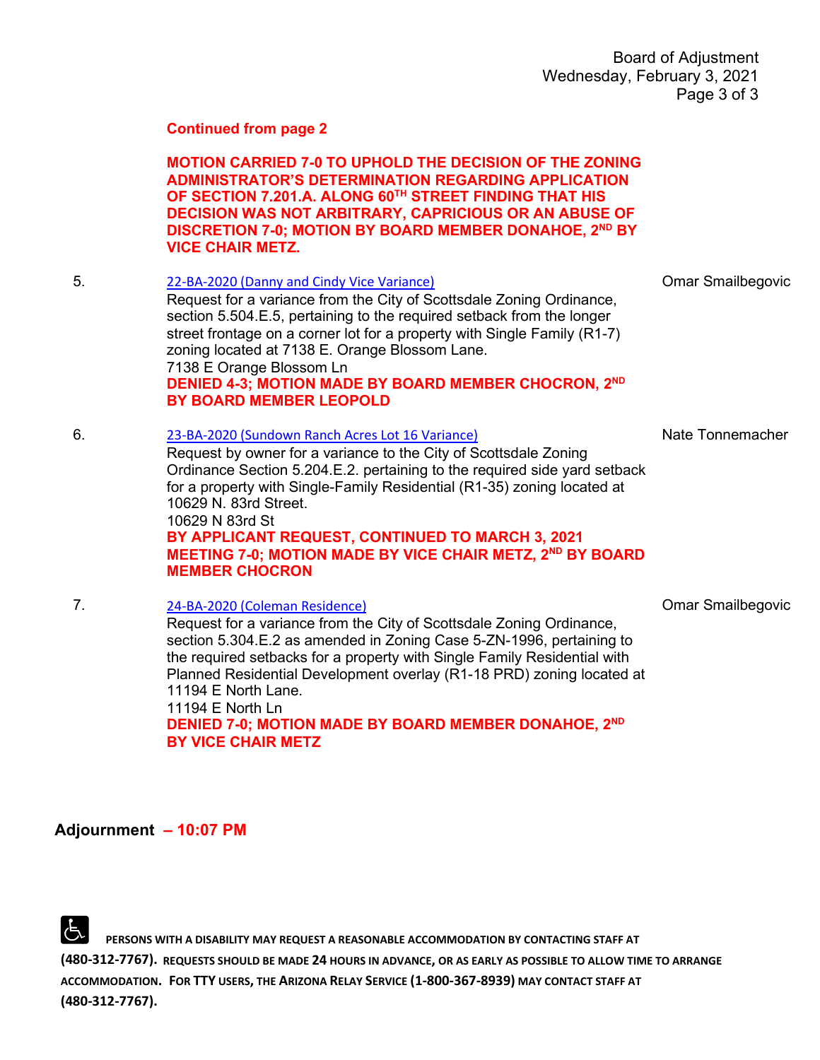**Continued from page 2**

**MOTION CARRIED 7-0 TO UPHOLD THE DECISION OF THE ZONING ADMINISTRATOR'S DETERMINATION REGARDING APPLICATION OF SECTION 7.201.A. ALONG 60TH STREET FINDING THAT HIS DECISION WAS NOT ARBITRARY, CAPRICIOUS OR AN ABUSE OF DISCRETION 7-0; MOTION BY BOARD MEMBER DONAHOE, 2ND BY VICE CHAIR METZ.**

5. [22-BA-2020 (Danny and Cindy Vice Variance)] — Omar Smailbegovic

   Request for a variance from the City of Scottsdale Zoning Ordinance, section 5.504.E.5, pertaining to the required setback from the longer street frontage on a corner lot for a property with Single Family (R1-7) zoning located at 7138 E. Orange Blossom Lane.
   7138 E Orange Blossom Ln
   **DENIED 4-3; MOTION MADE BY BOARD MEMBER CHOCRON, 2ND BY BOARD MEMBER LEOPOLD**

6. [23-BA-2020 (Sundown Ranch Acres Lot 16 Variance)] — Nate Tonnemacher

   Request by owner for a variance to the City of Scottsdale Zoning Ordinance Section 5.204.E.2. pertaining to the required side yard setback for a property with Single-Family Residential (R1-35) zoning located at 10629 N. 83rd Street.
   10629 N 83rd St
   **BY APPLICANT REQUEST, CONTINUED TO MARCH 3, 2021 MEETING 7-0; MOTION MADE BY VICE CHAIR METZ, 2ND BY BOARD MEMBER CHOCRON**

7. [24-BA-2020 (Coleman Residence)] — Omar Smailbegovic

   Request for a variance from the City of Scottsdale Zoning Ordinance, section 5.304.E.2 as amended in Zoning Case 5-ZN-1996, pertaining to the required setbacks for a property with Single Family Residential with Planned Residential Development overlay (R1-18 PRD) zoning located at 11194 E North Lane.
   11194 E North Ln
   **DENIED 7-0; MOTION MADE BY BOARD MEMBER DONAHOE, 2ND BY VICE CHAIR METZ**

**Adjournment – 10:07 PM**

**PERSONS WITH A DISABILITY MAY REQUEST A REASONABLE ACCOMMODATION BY CONTACTING STAFF AT (480-312-7767). REQUESTS SHOULD BE MADE 24 HOURS IN ADVANCE, OR AS EARLY AS POSSIBLE TO ALLOW TIME TO ARRANGE ACCOMMODATION. FOR TTY USERS, THE ARIZONA RELAY SERVICE (1-800-367-8939) MAY CONTACT STAFF AT (480-312-7767).**